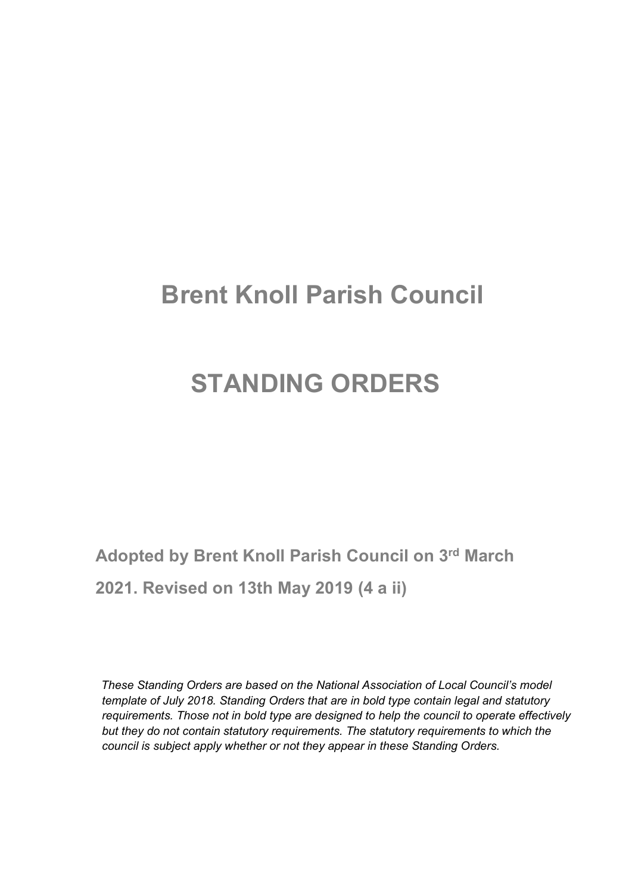# Brent Knoll Parish Council

# STANDING ORDERS

**Adopted by Brent Knoll Parish Council on 3rd March 2021. Revised on 13th May 2019 (4 a ii)**

*These Standing Orders are based on the National Association of Local Council's model template of July 2018. Standing Orders that are in bold type contain legal and statutory requirements. Those not in bold type are designed to help the council to operate effectively but they do not contain statutory requirements. The statutory requirements to which the council is subject apply whether or not they appear in these Standing Orders.*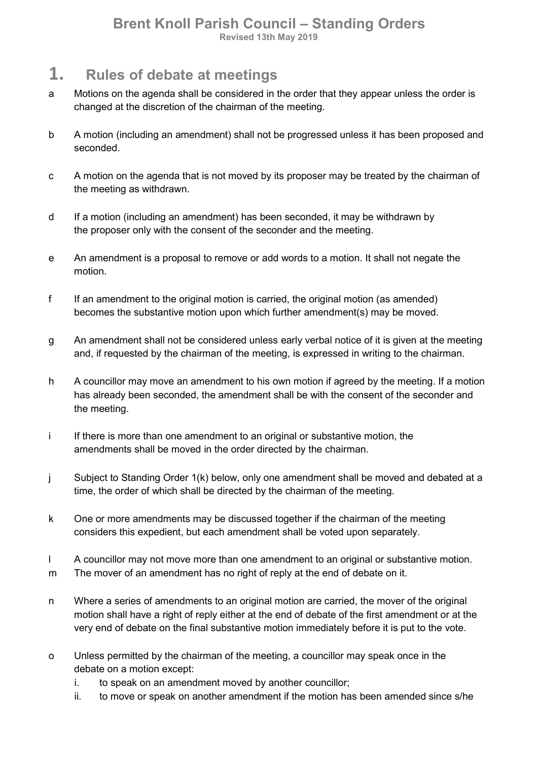## 1. Rules of debate at meetings

a Motions on the agenda shall be considered in the order that they appear unless the order is changed at the discretion of the chairman of the meeting.

b A motion (including an amendment) shall not be progressed unless it has been proposed and seconded.

c A motion on the agenda that is not moved by its proposer may be treated by the chairman of the meeting as withdrawn.

d If a motion (including an amendment) has been seconded, it may be withdrawn by the proposer only with the consent of the seconder and the meeting.

e An amendment is a proposal to remove or add words to a motion. It shall not negate the motion.

f If an amendment to the original motion is carried, the original motion (as amended) becomes the substantive motion upon which further amendment(s) may be moved.

g An amendment shall not be considered unless early verbal notice of it is given at the meeting and, if requested by the chairman of the meeting, is expressed in writing to the chairman.

h A councillor may move an amendment to his own motion if agreed by the meeting. If a motion has already been seconded, the amendment shall be with the consent of the seconder and the meeting.

i If there is more than one amendment to an original or substantive motion, the amendments shall be moved in the order directed by the chairman.

j Subject to Standing Order 1(k) below, only one amendment shall be moved and debated at a time, the order of which shall be directed by the chairman of the meeting.

k One or more amendments may be discussed together if the chairman of the meeting considers this expedient, but each amendment shall be voted upon separately.

l A councillor may not move more than one amendment to an original or substantive motion.

m The mover of an amendment has no right of reply at the end of debate on it.

n Where a series of amendments to an original motion are carried, the mover of the original motion shall have a right of reply either at the end of debate of the first amendment or at the very end of debate on the final substantive motion immediately before it is put to the vote.

o Unless permitted by the chairman of the meeting, a councillor may speak once in the debate on a motion except:

  i. to speak on an amendment moved by another councillor;
  ii. to move or speak on another amendment if the motion has been amended since s/he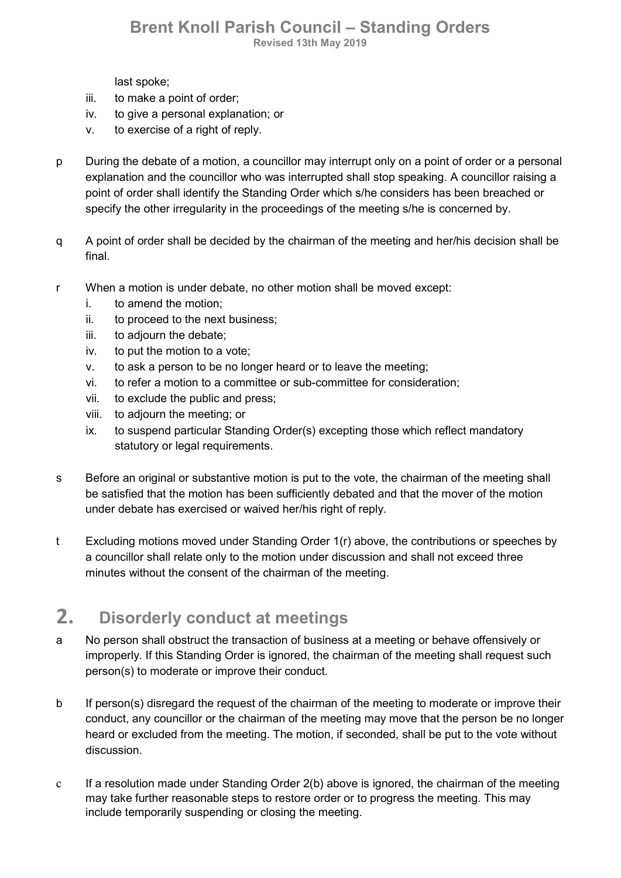last spoke;

iii. to make a point of order;
iv. to give a personal explanation; or
v. to exercise of a right of reply.

p During the debate of a motion, a councillor may interrupt only on a point of order or a personal explanation and the councillor who was interrupted shall stop speaking. A councillor raising a point of order shall identify the Standing Order which s/he considers has been breached or specify the other irregularity in the proceedings of the meeting s/he is concerned by.

q A point of order shall be decided by the chairman of the meeting and her/his decision shall be final.

r When a motion is under debate, no other motion shall be moved except:

i. to amend the motion;
ii. to proceed to the next business;
iii. to adjourn the debate;
iv. to put the motion to a vote;
v. to ask a person to be no longer heard or to leave the meeting;
vi. to refer a motion to a committee or sub-committee for consideration;
vii. to exclude the public and press;
viii. to adjourn the meeting; or
ix. to suspend particular Standing Order(s) excepting those which reflect mandatory statutory or legal requirements.

s Before an original or substantive motion is put to the vote, the chairman of the meeting shall be satisfied that the motion has been sufficiently debated and that the mover of the motion under debate has exercised or waived her/his right of reply.

t Excluding motions moved under Standing Order 1(r) above, the contributions or speeches by a councillor shall relate only to the motion under discussion and shall not exceed three minutes without the consent of the chairman of the meeting.

## 2. Disorderly conduct at meetings

a No person shall obstruct the transaction of business at a meeting or behave offensively or improperly. If this Standing Order is ignored, the chairman of the meeting shall request such person(s) to moderate or improve their conduct.

b If person(s) disregard the request of the chairman of the meeting to moderate or improve their conduct, any councillor or the chairman of the meeting may move that the person be no longer heard or excluded from the meeting. The motion, if seconded, shall be put to the vote without discussion.

c If a resolution made under Standing Order 2(b) above is ignored, the chairman of the meeting may take further reasonable steps to restore order or to progress the meeting. This may include temporarily suspending or closing the meeting.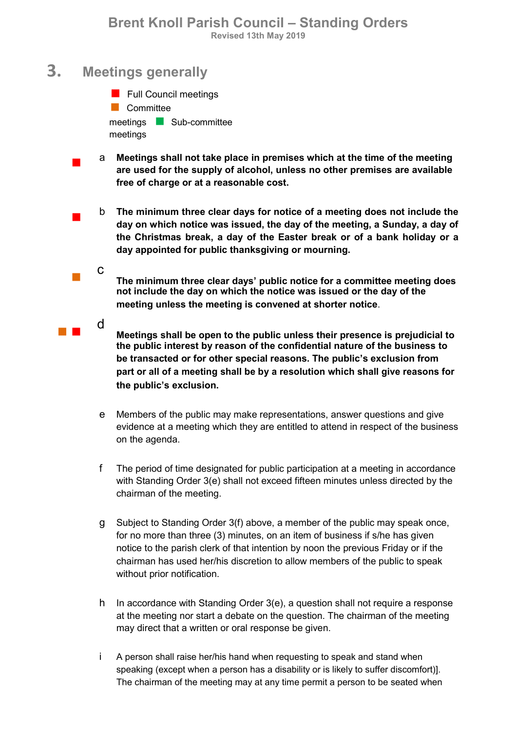## 3. Meetings generally

■ Full Council meetings
■ Committee meetings ■ Sub-committee meetings

a **Meetings shall not take place in premises which at the time of the meeting are used for the supply of alcohol, unless no other premises are available free of charge or at a reasonable cost.**

b **The minimum three clear days for notice of a meeting does not include the day on which notice was issued, the day of the meeting, a Sunday, a day of the Christmas break, a day of the Easter break or of a bank holiday or a day appointed for public thanksgiving or mourning.**

c **The minimum three clear days' public notice for a committee meeting does not include the day on which the notice was issued or the day of the meeting unless the meeting is convened at shorter notice**.

d **Meetings shall be open to the public unless their presence is prejudicial to the public interest by reason of the confidential nature of the business to be transacted or for other special reasons. The public's exclusion from part or all of a meeting shall be by a resolution which shall give reasons for the public's exclusion.**

e Members of the public may make representations, answer questions and give evidence at a meeting which they are entitled to attend in respect of the business on the agenda.

f The period of time designated for public participation at a meeting in accordance with Standing Order 3(e) shall not exceed fifteen minutes unless directed by the chairman of the meeting.

g Subject to Standing Order 3(f) above, a member of the public may speak once, for no more than three (3) minutes, on an item of business if s/he has given notice to the parish clerk of that intention by noon the previous Friday or if the chairman has used her/his discretion to allow members of the public to speak without prior notification.

h In accordance with Standing Order 3(e), a question shall not require a response at the meeting nor start a debate on the question. The chairman of the meeting may direct that a written or oral response be given.

i A person shall raise her/his hand when requesting to speak and stand when speaking (except when a person has a disability or is likely to suffer discomfort)]. The chairman of the meeting may at any time permit a person to be seated when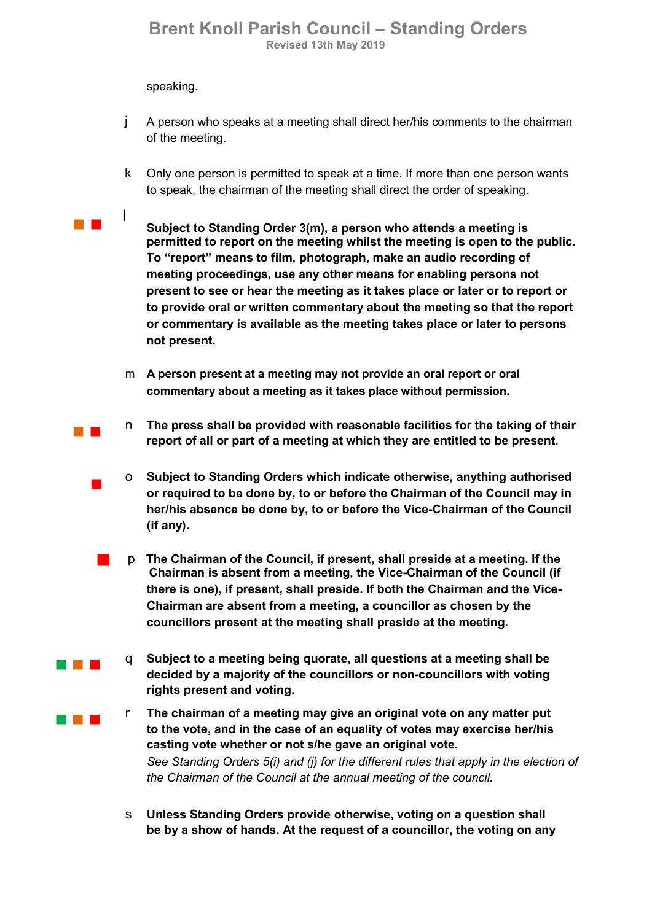speaking.

j A person who speaks at a meeting shall direct her/his comments to the chairman of the meeting.

k Only one person is permitted to speak at a time. If more than one person wants to speak, the chairman of the meeting shall direct the order of speaking.

l **Subject to Standing Order 3(m), a person who attends a meeting is permitted to report on the meeting whilst the meeting is open to the public. To "report" means to film, photograph, make an audio recording of meeting proceedings, use any other means for enabling persons not present to see or hear the meeting as it takes place or later or to report or to provide oral or written commentary about the meeting so that the report or commentary is available as the meeting takes place or later to persons not present.**

m **A person present at a meeting may not provide an oral report or oral commentary about a meeting as it takes place without permission.**

n **The press shall be provided with reasonable facilities for the taking of their report of all or part of a meeting at which they are entitled to be present**.

o **Subject to Standing Orders which indicate otherwise, anything authorised or required to be done by, to or before the Chairman of the Council may in her/his absence be done by, to or before the Vice-Chairman of the Council (if any).**

p **The Chairman of the Council, if present, shall preside at a meeting. If the Chairman is absent from a meeting, the Vice-Chairman of the Council (if there is one), if present, shall preside. If both the Chairman and the Vice-Chairman are absent from a meeting, a councillor as chosen by the councillors present at the meeting shall preside at the meeting.**

q **Subject to a meeting being quorate, all questions at a meeting shall be decided by a majority of the councillors or non-councillors with voting rights present and voting.**

r **The chairman of a meeting may give an original vote on any matter put to the vote, and in the case of an equality of votes may exercise her/his casting vote whether or not s/he gave an original vote.**
*See Standing Orders 5(i) and (j) for the different rules that apply in the election of the Chairman of the Council at the annual meeting of the council.*

s **Unless Standing Orders provide otherwise, voting on a question shall be by a show of hands. At the request of a councillor, the voting on any**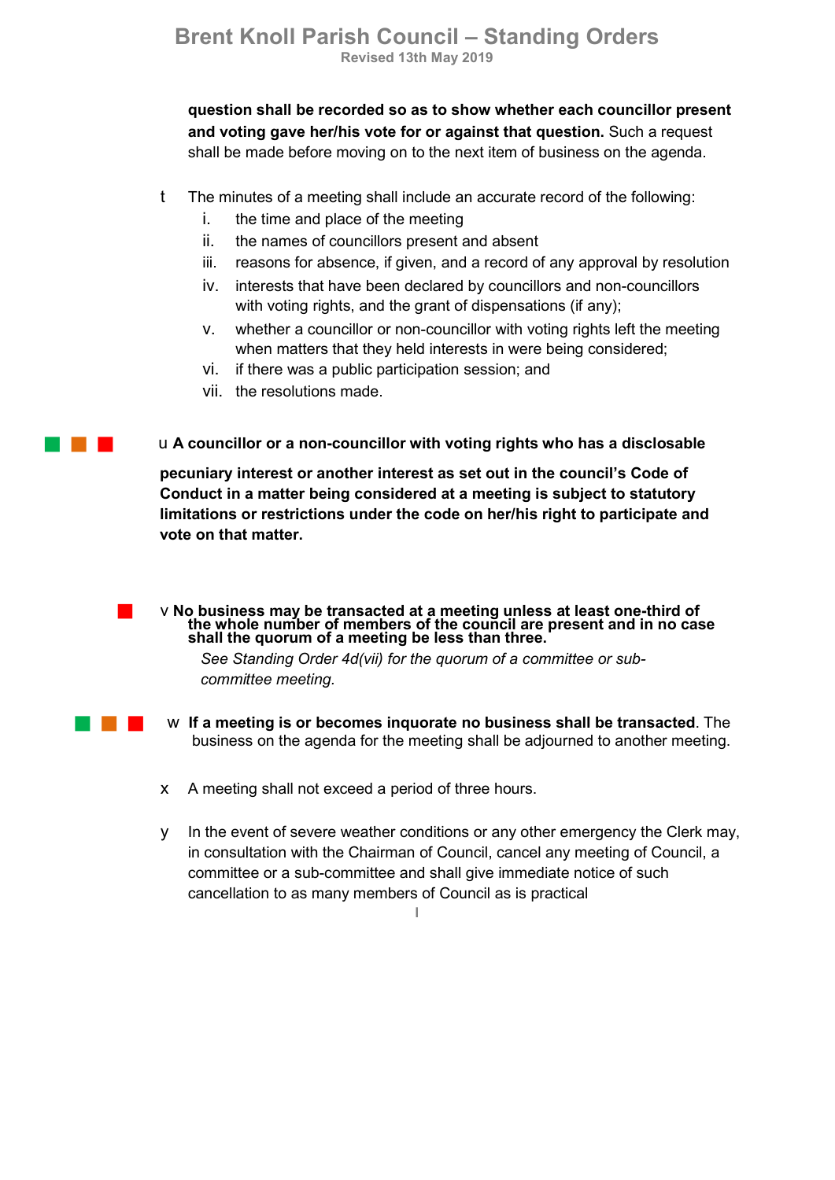**question shall be recorded so as to show whether each councillor present and voting gave her/his vote for or against that question.** Such a request shall be made before moving on to the next item of business on the agenda.

t The minutes of a meeting shall include an accurate record of the following:

i. the time and place of the meeting
ii. the names of councillors present and absent
iii. reasons for absence, if given, and a record of any approval by resolution
iv. interests that have been declared by councillors and non-councillors with voting rights, and the grant of dispensations (if any);
v. whether a councillor or non-councillor with voting rights left the meeting when matters that they held interests in were being considered;
vi. if there was a public participation session; and
vii. the resolutions made.

u **A councillor or a non-councillor with voting rights who has a disclosable pecuniary interest or another interest as set out in the council's Code of Conduct in a matter being considered at a meeting is subject to statutory limitations or restrictions under the code on her/his right to participate and vote on that matter.**

v **No business may be transacted at a meeting unless at least one-third of the whole number of members of the council are present and in no case shall the quorum of a meeting be less than three.**

*See Standing Order 4d(vii) for the quorum of a committee or sub-committee meeting.*

w **If a meeting is or becomes inquorate no business shall be transacted**. The business on the agenda for the meeting shall be adjourned to another meeting.

x A meeting shall not exceed a period of three hours.

y In the event of severe weather conditions or any other emergency the Clerk may, in consultation with the Chairman of Council, cancel any meeting of Council, a committee or a sub-committee and shall give immediate notice of such cancellation to as many members of Council as is practical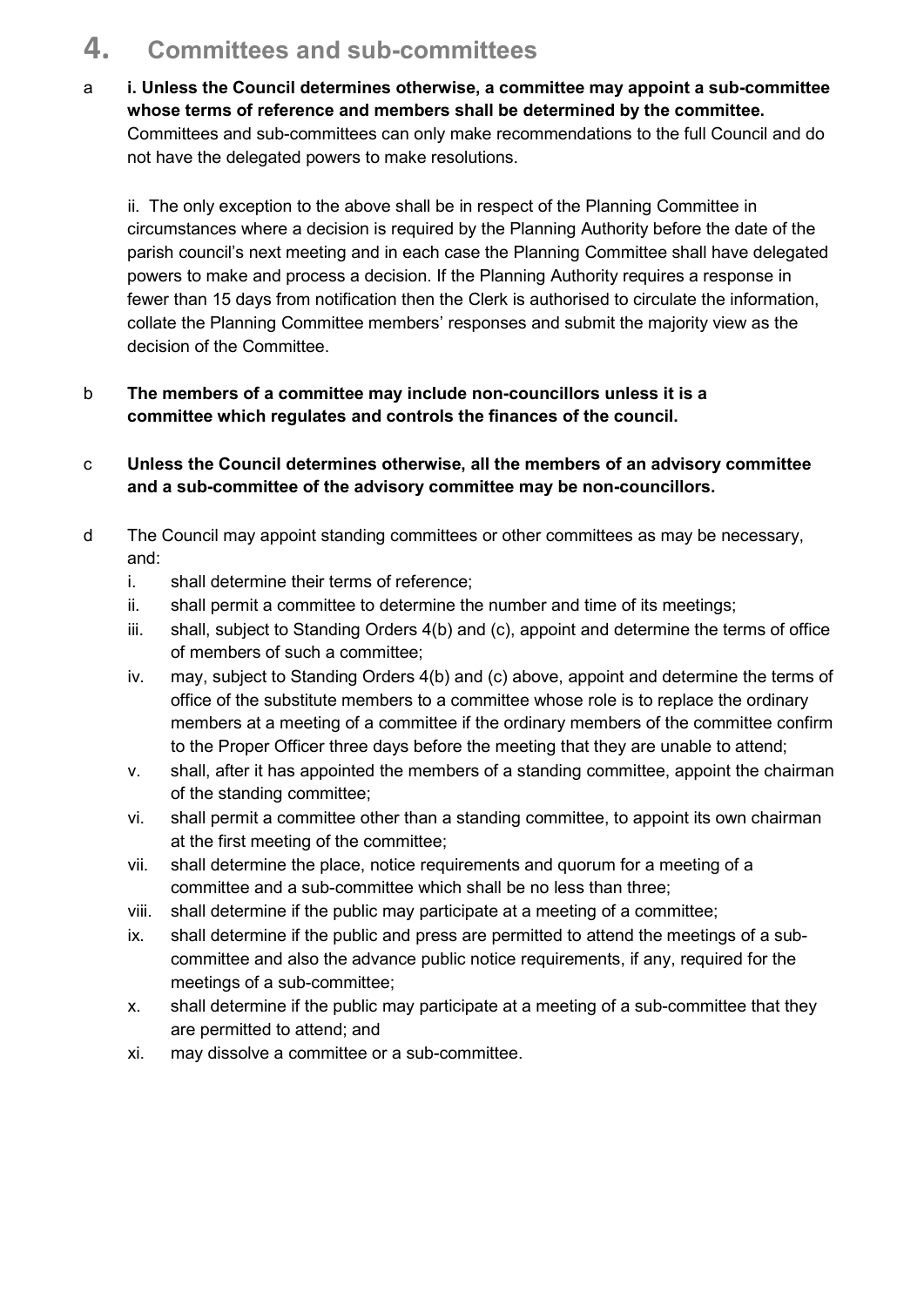# 4. Committees and sub-committees

a **i. Unless the Council determines otherwise, a committee may appoint a sub-committee whose terms of reference and members shall be determined by the committee.** Committees and sub-committees can only make recommendations to the full Council and do not have the delegated powers to make resolutions.

ii. The only exception to the above shall be in respect of the Planning Committee in circumstances where a decision is required by the Planning Authority before the date of the parish council's next meeting and in each case the Planning Committee shall have delegated powers to make and process a decision. If the Planning Authority requires a response in fewer than 15 days from notification then the Clerk is authorised to circulate the information, collate the Planning Committee members' responses and submit the majority view as the decision of the Committee.

b **The members of a committee may include non-councillors unless it is a committee which regulates and controls the finances of the council.**

c **Unless the Council determines otherwise, all the members of an advisory committee and a sub-committee of the advisory committee may be non-councillors.**

d The Council may appoint standing committees or other committees as may be necessary, and:

i. shall determine their terms of reference;
ii. shall permit a committee to determine the number and time of its meetings;
iii. shall, subject to Standing Orders 4(b) and (c), appoint and determine the terms of office of members of such a committee;
iv. may, subject to Standing Orders 4(b) and (c) above, appoint and determine the terms of office of the substitute members to a committee whose role is to replace the ordinary members at a meeting of a committee if the ordinary members of the committee confirm to the Proper Officer three days before the meeting that they are unable to attend;
v. shall, after it has appointed the members of a standing committee, appoint the chairman of the standing committee;
vi. shall permit a committee other than a standing committee, to appoint its own chairman at the first meeting of the committee;
vii. shall determine the place, notice requirements and quorum for a meeting of a committee and a sub-committee which shall be no less than three;
viii. shall determine if the public may participate at a meeting of a committee;
ix. shall determine if the public and press are permitted to attend the meetings of a sub-committee and also the advance public notice requirements, if any, required for the meetings of a sub-committee;
x. shall determine if the public may participate at a meeting of a sub-committee that they are permitted to attend; and
xi. may dissolve a committee or a sub-committee.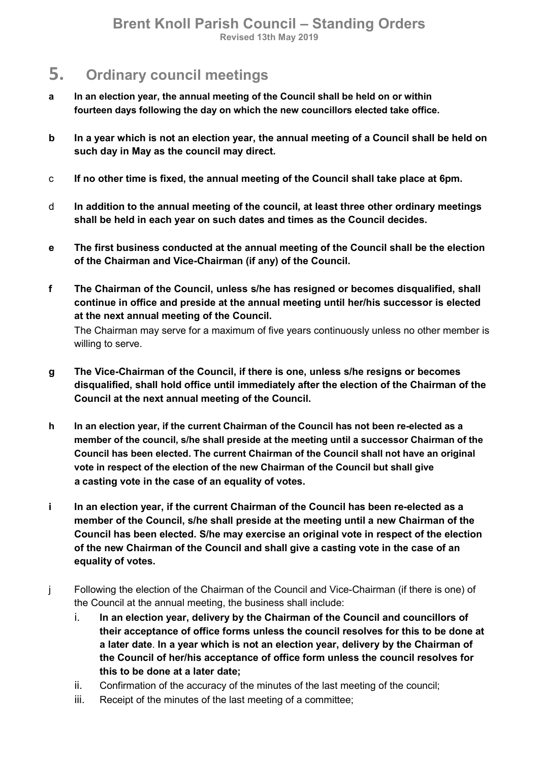## 5. Ordinary council meetings

**a** **In an election year, the annual meeting of the Council shall be held on or within fourteen days following the day on which the new councillors elected take office.**

**b** **In a year which is not an election year, the annual meeting of a Council shall be held on such day in May as the council may direct.**

c **If no other time is fixed, the annual meeting of the Council shall take place at 6pm.**

d **In addition to the annual meeting of the council, at least three other ordinary meetings shall be held in each year on such dates and times as the Council decides.**

**e** **The first business conducted at the annual meeting of the Council shall be the election of the Chairman and Vice-Chairman (if any) of the Council.**

**f** **The Chairman of the Council, unless s/he has resigned or becomes disqualified, shall continue in office and preside at the annual meeting until her/his successor is elected at the next annual meeting of the Council.**
The Chairman may serve for a maximum of five years continuously unless no other member is willing to serve.

**g** **The Vice-Chairman of the Council, if there is one, unless s/he resigns or becomes disqualified, shall hold office until immediately after the election of the Chairman of the Council at the next annual meeting of the Council.**

**h** **In an election year, if the current Chairman of the Council has not been re-elected as a member of the council, s/he shall preside at the meeting until a successor Chairman of the Council has been elected. The current Chairman of the Council shall not have an original vote in respect of the election of the new Chairman of the Council but shall give a casting vote in the case of an equality of votes.**

**i** **In an election year, if the current Chairman of the Council has been re-elected as a member of the Council, s/he shall preside at the meeting until a new Chairman of the Council has been elected. S/he may exercise an original vote in respect of the election of the new Chairman of the Council and shall give a casting vote in the case of an equality of votes.**

j Following the election of the Chairman of the Council and Vice-Chairman (if there is one) of the Council at the annual meeting, the business shall include:

i. **In an election year, delivery by the Chairman of the Council and councillors of their acceptance of office forms unless the council resolves for this to be done at a later date**. **In a year which is not an election year, delivery by the Chairman of the Council of her/his acceptance of office form unless the council resolves for this to be done at a later date;**

ii. Confirmation of the accuracy of the minutes of the last meeting of the council;

iii. Receipt of the minutes of the last meeting of a committee;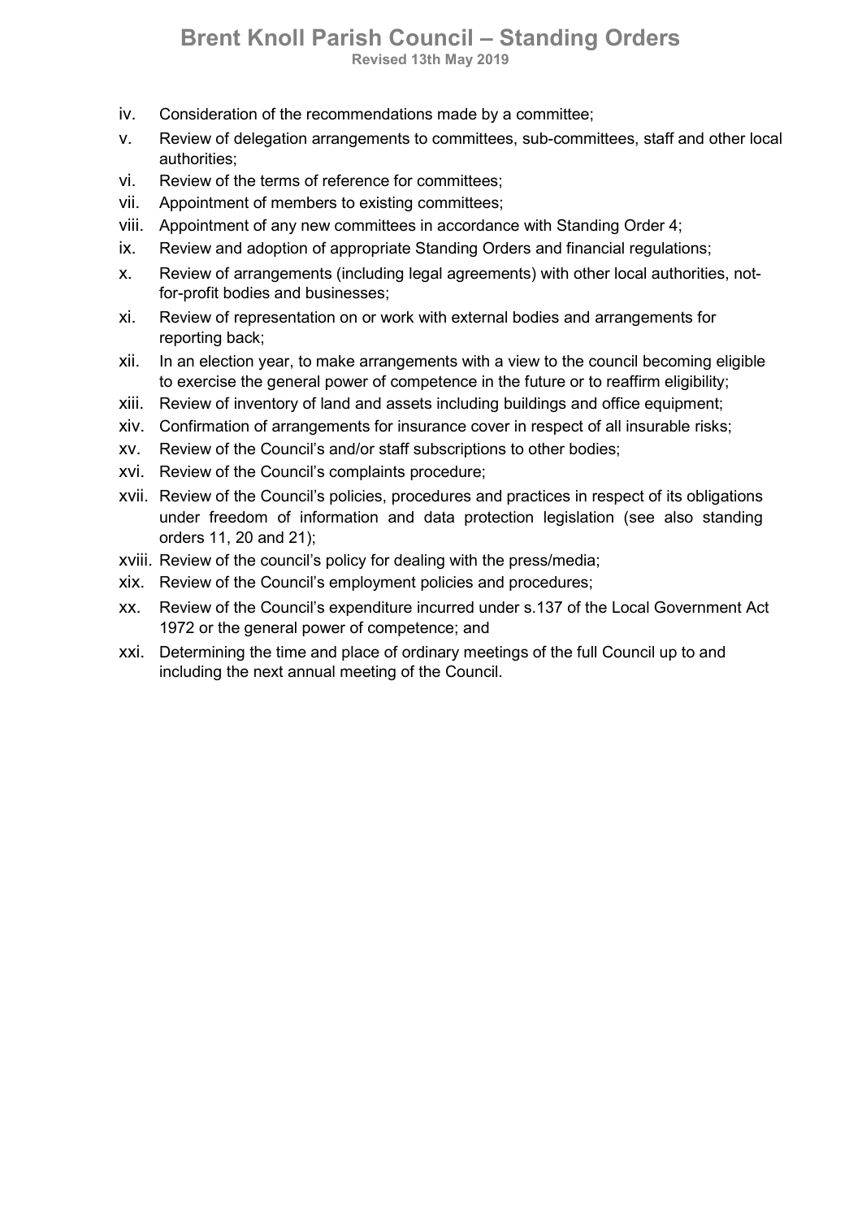iv. Consideration of the recommendations made by a committee;
v. Review of delegation arrangements to committees, sub-committees, staff and other local authorities;
vi. Review of the terms of reference for committees;
vii. Appointment of members to existing committees;
viii. Appointment of any new committees in accordance with Standing Order 4;
ix. Review and adoption of appropriate Standing Orders and financial regulations;
x. Review of arrangements (including legal agreements) with other local authorities, not-for-profit bodies and businesses;
xi. Review of representation on or work with external bodies and arrangements for reporting back;
xii. In an election year, to make arrangements with a view to the council becoming eligible to exercise the general power of competence in the future or to reaffirm eligibility;
xiii. Review of inventory of land and assets including buildings and office equipment;
xiv. Confirmation of arrangements for insurance cover in respect of all insurable risks;
xv. Review of the Council's and/or staff subscriptions to other bodies;
xvi. Review of the Council's complaints procedure;
xvii. Review of the Council's policies, procedures and practices in respect of its obligations under freedom of information and data protection legislation (see also standing orders 11, 20 and 21);
xviii. Review of the council's policy for dealing with the press/media;
xix. Review of the Council's employment policies and procedures;
xx. Review of the Council's expenditure incurred under s.137 of the Local Government Act 1972 or the general power of competence; and
xxi. Determining the time and place of ordinary meetings of the full Council up to and including the next annual meeting of the Council.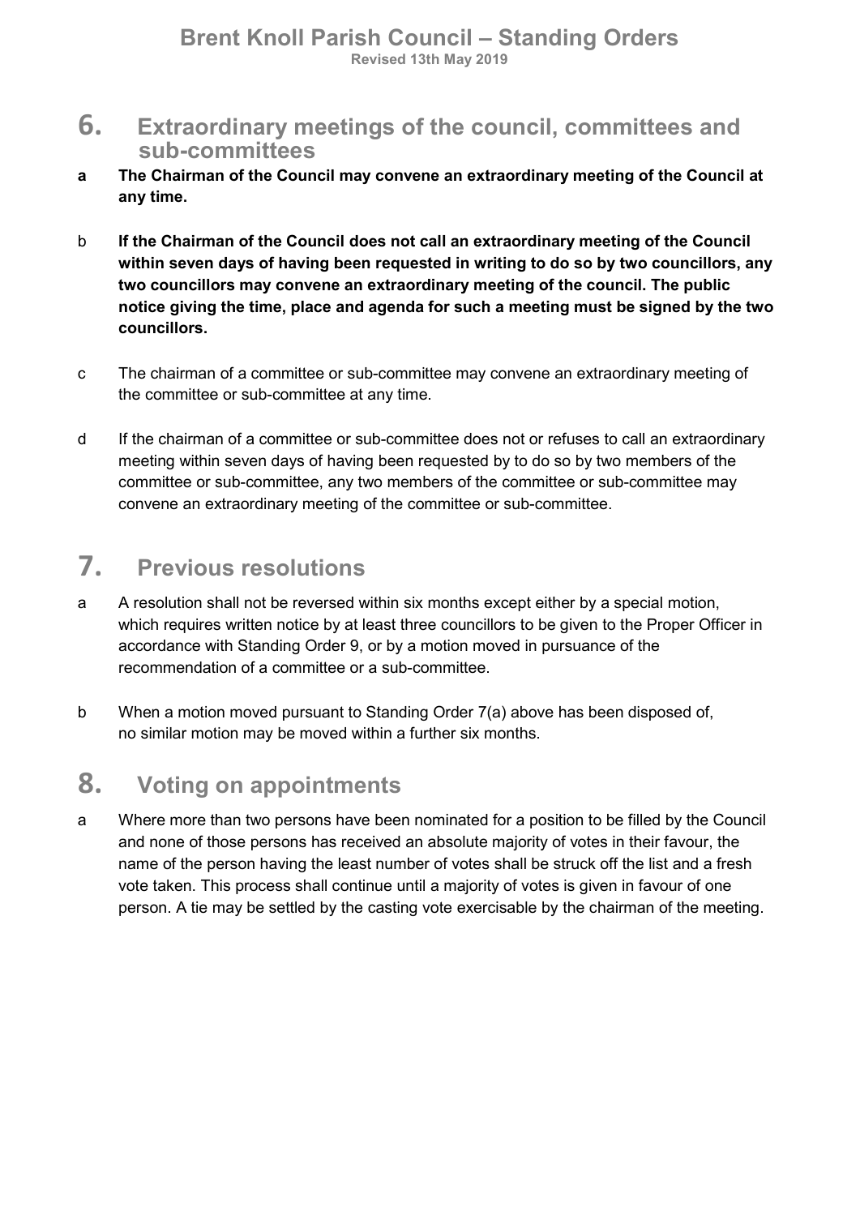## 6. Extraordinary meetings of the council, committees and sub-committees

**a** **The Chairman of the Council may convene an extraordinary meeting of the Council at any time.**

b **If the Chairman of the Council does not call an extraordinary meeting of the Council within seven days of having been requested in writing to do so by two councillors, any two councillors may convene an extraordinary meeting of the council. The public notice giving the time, place and agenda for such a meeting must be signed by the two councillors.**

c The chairman of a committee or sub-committee may convene an extraordinary meeting of the committee or sub-committee at any time.

d If the chairman of a committee or sub-committee does not or refuses to call an extraordinary meeting within seven days of having been requested by to do so by two members of the committee or sub-committee, any two members of the committee or sub-committee may convene an extraordinary meeting of the committee or sub-committee.

## 7. Previous resolutions

a A resolution shall not be reversed within six months except either by a special motion, which requires written notice by at least three councillors to be given to the Proper Officer in accordance with Standing Order 9, or by a motion moved in pursuance of the recommendation of a committee or a sub-committee.

b When a motion moved pursuant to Standing Order 7(a) above has been disposed of, no similar motion may be moved within a further six months.

## 8. Voting on appointments

a Where more than two persons have been nominated for a position to be filled by the Council and none of those persons has received an absolute majority of votes in their favour, the name of the person having the least number of votes shall be struck off the list and a fresh vote taken. This process shall continue until a majority of votes is given in favour of one person. A tie may be settled by the casting vote exercisable by the chairman of the meeting.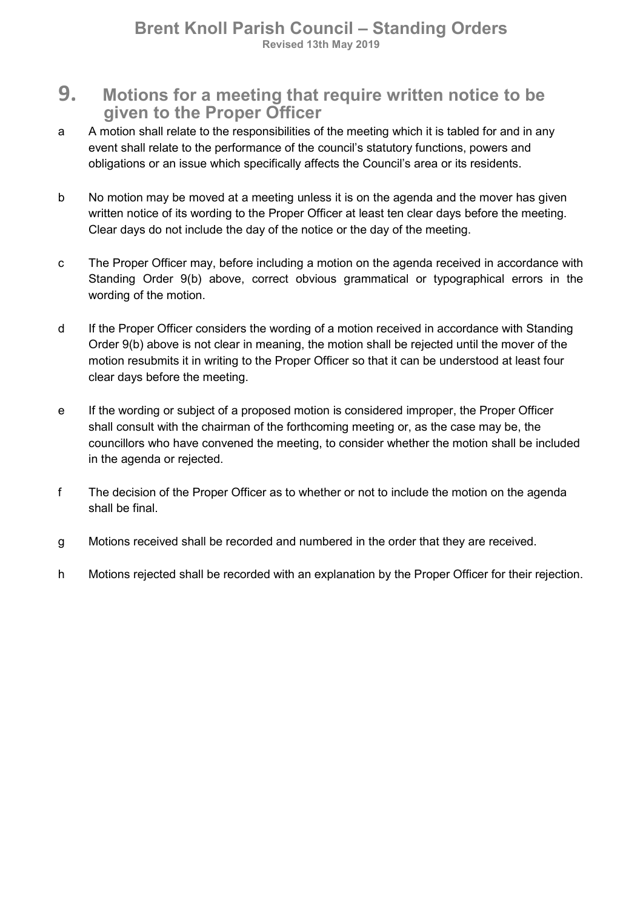## 9. Motions for a meeting that require written notice to be given to the Proper Officer

a A motion shall relate to the responsibilities of the meeting which it is tabled for and in any event shall relate to the performance of the council's statutory functions, powers and obligations or an issue which specifically affects the Council's area or its residents.

b No motion may be moved at a meeting unless it is on the agenda and the mover has given written notice of its wording to the Proper Officer at least ten clear days before the meeting. Clear days do not include the day of the notice or the day of the meeting.

c The Proper Officer may, before including a motion on the agenda received in accordance with Standing Order 9(b) above, correct obvious grammatical or typographical errors in the wording of the motion.

d If the Proper Officer considers the wording of a motion received in accordance with Standing Order 9(b) above is not clear in meaning, the motion shall be rejected until the mover of the motion resubmits it in writing to the Proper Officer so that it can be understood at least four clear days before the meeting.

e If the wording or subject of a proposed motion is considered improper, the Proper Officer shall consult with the chairman of the forthcoming meeting or, as the case may be, the councillors who have convened the meeting, to consider whether the motion shall be included in the agenda or rejected.

f The decision of the Proper Officer as to whether or not to include the motion on the agenda shall be final.

g Motions received shall be recorded and numbered in the order that they are received.

h Motions rejected shall be recorded with an explanation by the Proper Officer for their rejection.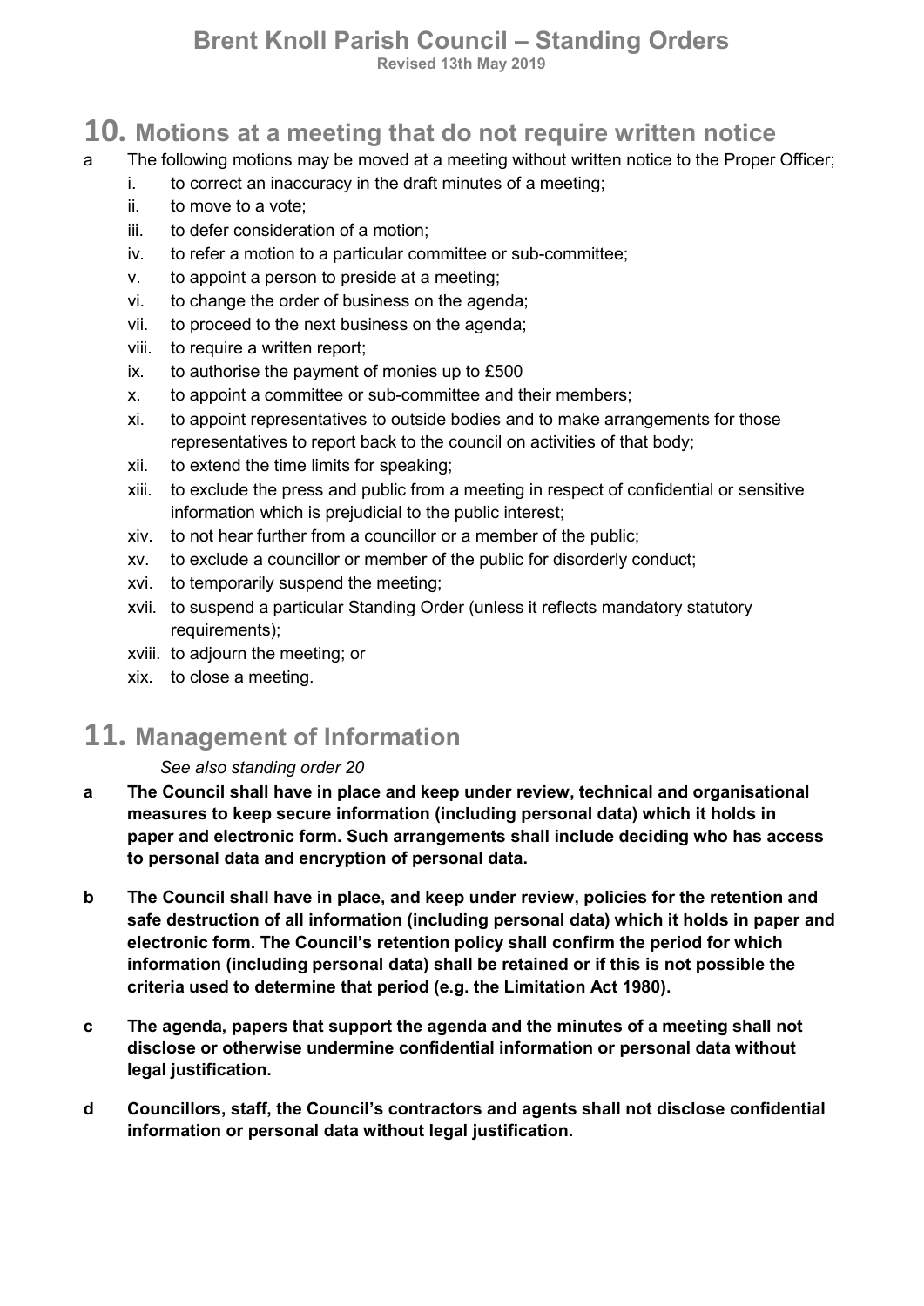# 10. Motions at a meeting that do not require written notice

a The following motions may be moved at a meeting without written notice to the Proper Officer;

i. to correct an inaccuracy in the draft minutes of a meeting;
ii. to move to a vote;
iii. to defer consideration of a motion;
iv. to refer a motion to a particular committee or sub-committee;
v. to appoint a person to preside at a meeting;
vi. to change the order of business on the agenda;
vii. to proceed to the next business on the agenda;
viii. to require a written report;
ix. to authorise the payment of monies up to £500
x. to appoint a committee or sub-committee and their members;
xi. to appoint representatives to outside bodies and to make arrangements for those representatives to report back to the council on activities of that body;
xii. to extend the time limits for speaking;
xiii. to exclude the press and public from a meeting in respect of confidential or sensitive information which is prejudicial to the public interest;
xiv. to not hear further from a councillor or a member of the public;
xv. to exclude a councillor or member of the public for disorderly conduct;
xvi. to temporarily suspend the meeting;
xvii. to suspend a particular Standing Order (unless it reflects mandatory statutory requirements);
xviii. to adjourn the meeting; or
xix. to close a meeting.

# 11. Management of Information

*See also standing order 20*

**a The Council shall have in place and keep under review, technical and organisational measures to keep secure information (including personal data) which it holds in paper and electronic form. Such arrangements shall include deciding who has access to personal data and encryption of personal data.**

**b The Council shall have in place, and keep under review, policies for the retention and safe destruction of all information (including personal data) which it holds in paper and electronic form. The Council's retention policy shall confirm the period for which information (including personal data) shall be retained or if this is not possible the criteria used to determine that period (e.g. the Limitation Act 1980).**

**c The agenda, papers that support the agenda and the minutes of a meeting shall not disclose or otherwise undermine confidential information or personal data without legal justification.**

**d Councillors, staff, the Council's contractors and agents shall not disclose confidential information or personal data without legal justification.**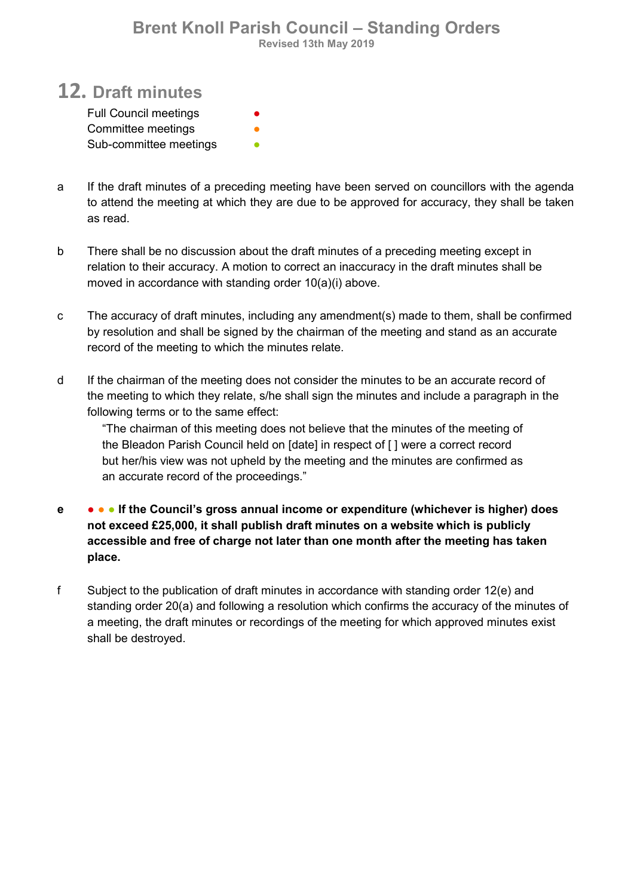## 12. Draft minutes

Full Council meetings ●
Committee meetings ●
Sub-committee meetings ●

a If the draft minutes of a preceding meeting have been served on councillors with the agenda to attend the meeting at which they are due to be approved for accuracy, they shall be taken as read.

b There shall be no discussion about the draft minutes of a preceding meeting except in relation to their accuracy. A motion to correct an inaccuracy in the draft minutes shall be moved in accordance with standing order 10(a)(i) above.

c The accuracy of draft minutes, including any amendment(s) made to them, shall be confirmed by resolution and shall be signed by the chairman of the meeting and stand as an accurate record of the meeting to which the minutes relate.

d If the chairman of the meeting does not consider the minutes to be an accurate record of the meeting to which they relate, s/he shall sign the minutes and include a paragraph in the following terms or to the same effect:

> "The chairman of this meeting does not believe that the minutes of the meeting of the Bleadon Parish Council held on [date] in respect of [ ] were a correct record but her/his view was not upheld by the meeting and the minutes are confirmed as an accurate record of the proceedings."

**e ● ● ● If the Council's gross annual income or expenditure (whichever is higher) does not exceed £25,000, it shall publish draft minutes on a website which is publicly accessible and free of charge not later than one month after the meeting has taken place.**

f Subject to the publication of draft minutes in accordance with standing order 12(e) and standing order 20(a) and following a resolution which confirms the accuracy of the minutes of a meeting, the draft minutes or recordings of the meeting for which approved minutes exist shall be destroyed.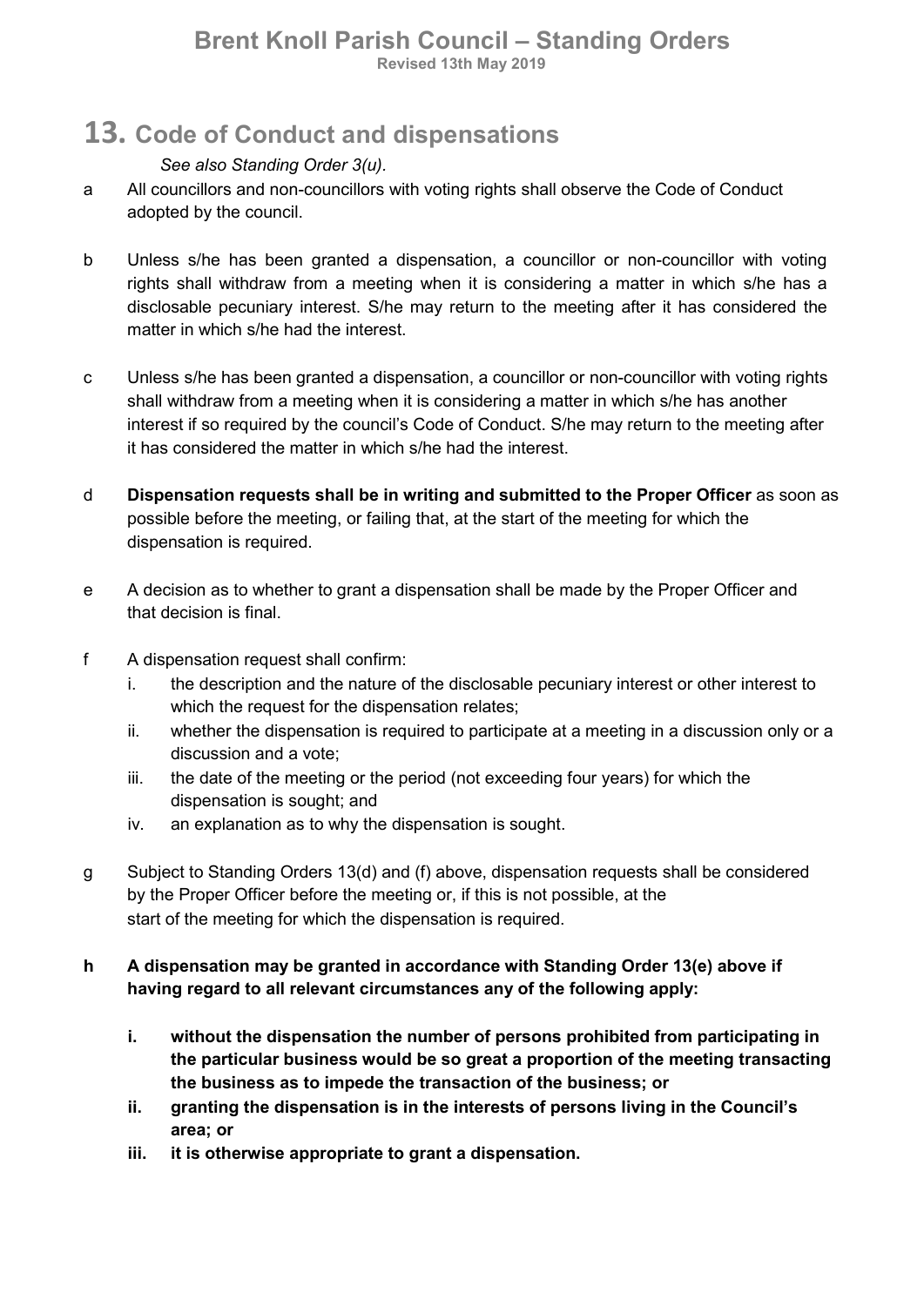## 13. Code of Conduct and dispensations

*See also Standing Order 3(u).*

a All councillors and non-councillors with voting rights shall observe the Code of Conduct adopted by the council.

b Unless s/he has been granted a dispensation, a councillor or non-councillor with voting rights shall withdraw from a meeting when it is considering a matter in which s/he has a disclosable pecuniary interest. S/he may return to the meeting after it has considered the matter in which s/he had the interest.

c Unless s/he has been granted a dispensation, a councillor or non-councillor with voting rights shall withdraw from a meeting when it is considering a matter in which s/he has another interest if so required by the council's Code of Conduct. S/he may return to the meeting after it has considered the matter in which s/he had the interest.

d **Dispensation requests shall be in writing and submitted to the Proper Officer** as soon as possible before the meeting, or failing that, at the start of the meeting for which the dispensation is required.

e A decision as to whether to grant a dispensation shall be made by the Proper Officer and that decision is final.

f A dispensation request shall confirm:

  i. the description and the nature of the disclosable pecuniary interest or other interest to which the request for the dispensation relates;
  ii. whether the dispensation is required to participate at a meeting in a discussion only or a discussion and a vote;
  iii. the date of the meeting or the period (not exceeding four years) for which the dispensation is sought; and
  iv. an explanation as to why the dispensation is sought.

g Subject to Standing Orders 13(d) and (f) above, dispensation requests shall be considered by the Proper Officer before the meeting or, if this is not possible, at the start of the meeting for which the dispensation is required.

**h A dispensation may be granted in accordance with Standing Order 13(e) above if having regard to all relevant circumstances any of the following apply:**

  **i. without the dispensation the number of persons prohibited from participating in the particular business would be so great a proportion of the meeting transacting the business as to impede the transaction of the business; or**
  **ii. granting the dispensation is in the interests of persons living in the Council's area; or**
  **iii. it is otherwise appropriate to grant a dispensation.**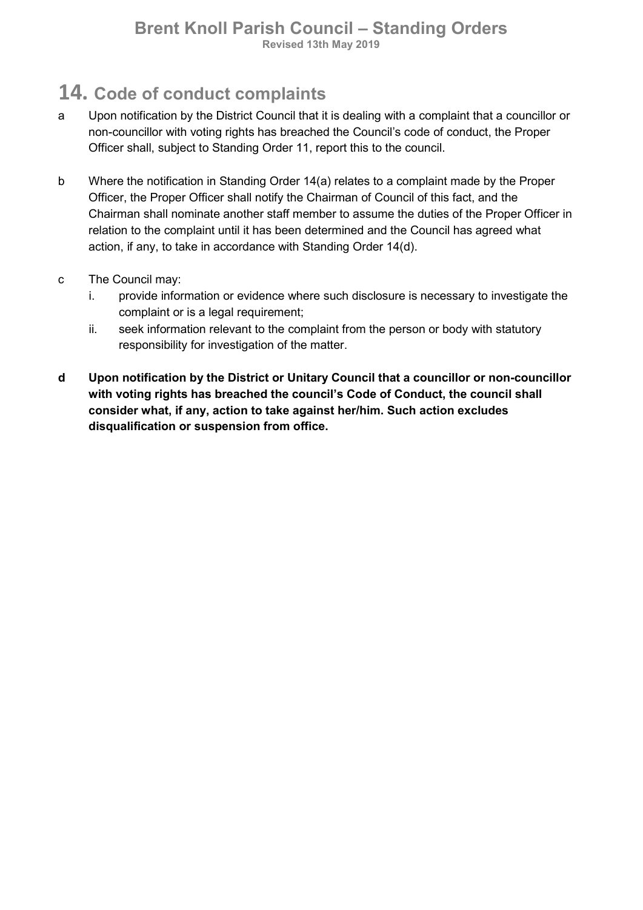# 14. Code of conduct complaints

a Upon notification by the District Council that it is dealing with a complaint that a councillor or non-councillor with voting rights has breached the Council's code of conduct, the Proper Officer shall, subject to Standing Order 11, report this to the council.

b Where the notification in Standing Order 14(a) relates to a complaint made by the Proper Officer, the Proper Officer shall notify the Chairman of Council of this fact, and the Chairman shall nominate another staff member to assume the duties of the Proper Officer in relation to the complaint until it has been determined and the Council has agreed what action, if any, to take in accordance with Standing Order 14(d).

c The Council may:

  i. provide information or evidence where such disclosure is necessary to investigate the complaint or is a legal requirement;
  ii. seek information relevant to the complaint from the person or body with statutory responsibility for investigation of the matter.

**d Upon notification by the District or Unitary Council that a councillor or non-councillor with voting rights has breached the council's Code of Conduct, the council shall consider what, if any, action to take against her/him. Such action excludes disqualification or suspension from office.**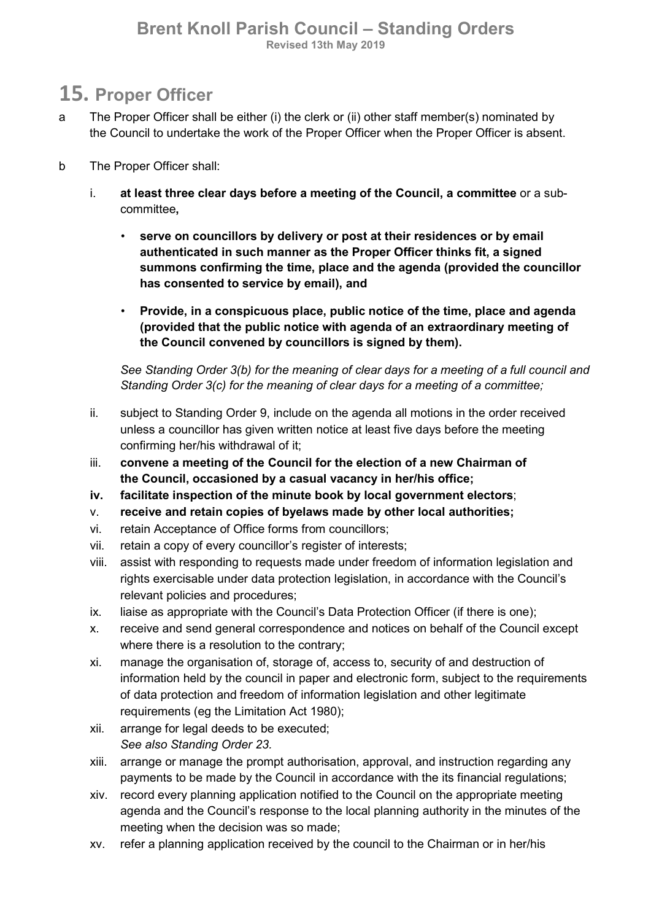## 15. Proper Officer

a The Proper Officer shall be either (i) the clerk or (ii) other staff member(s) nominated by the Council to undertake the work of the Proper Officer when the Proper Officer is absent.

b The Proper Officer shall:

i. **at least three clear days before a meeting of the Council, a committee** or a sub-committee**,**

- **serve on councillors by delivery or post at their residences or by email authenticated in such manner as the Proper Officer thinks fit, a signed summons confirming the time, place and the agenda (provided the councillor has consented to service by email), and**
- **Provide, in a conspicuous place, public notice of the time, place and agenda (provided that the public notice with agenda of an extraordinary meeting of the Council convened by councillors is signed by them).**

*See Standing Order 3(b) for the meaning of clear days for a meeting of a full council and Standing Order 3(c) for the meaning of clear days for a meeting of a committee;*

ii. subject to Standing Order 9, include on the agenda all motions in the order received unless a councillor has given written notice at least five days before the meeting confirming her/his withdrawal of it;

iii. **convene a meeting of the Council for the election of a new Chairman of the Council, occasioned by a casual vacancy in her/his office;**

**iv. facilitate inspection of the minute book by local government electors**;

v. **receive and retain copies of byelaws made by other local authorities;**

vi. retain Acceptance of Office forms from councillors;

vii. retain a copy of every councillor's register of interests;

viii. assist with responding to requests made under freedom of information legislation and rights exercisable under data protection legislation, in accordance with the Council's relevant policies and procedures;

ix. liaise as appropriate with the Council's Data Protection Officer (if there is one);

x. receive and send general correspondence and notices on behalf of the Council except where there is a resolution to the contrary;

xi. manage the organisation of, storage of, access to, security of and destruction of information held by the council in paper and electronic form, subject to the requirements of data protection and freedom of information legislation and other legitimate requirements (eg the Limitation Act 1980);

xii. arrange for legal deeds to be executed;
*See also Standing Order 23.*

xiii. arrange or manage the prompt authorisation, approval, and instruction regarding any payments to be made by the Council in accordance with the its financial regulations;

xiv. record every planning application notified to the Council on the appropriate meeting agenda and the Council's response to the local planning authority in the minutes of the meeting when the decision was so made;

xv. refer a planning application received by the council to the Chairman or in her/his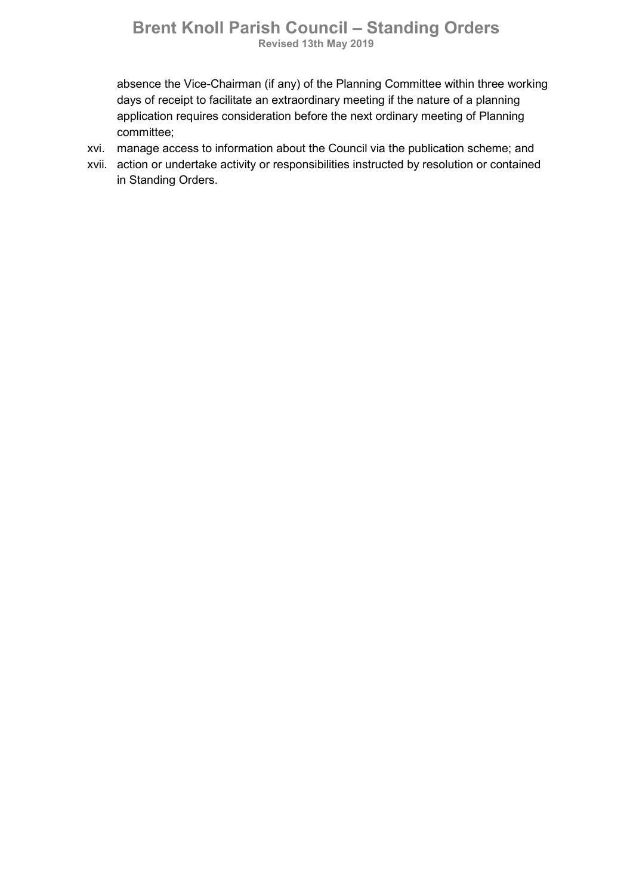absence the Vice-Chairman (if any) of the Planning Committee within three working days of receipt to facilitate an extraordinary meeting if the nature of a planning application requires consideration before the next ordinary meeting of Planning committee;

xvi. manage access to information about the Council via the publication scheme; and

xvii. action or undertake activity or responsibilities instructed by resolution or contained in Standing Orders.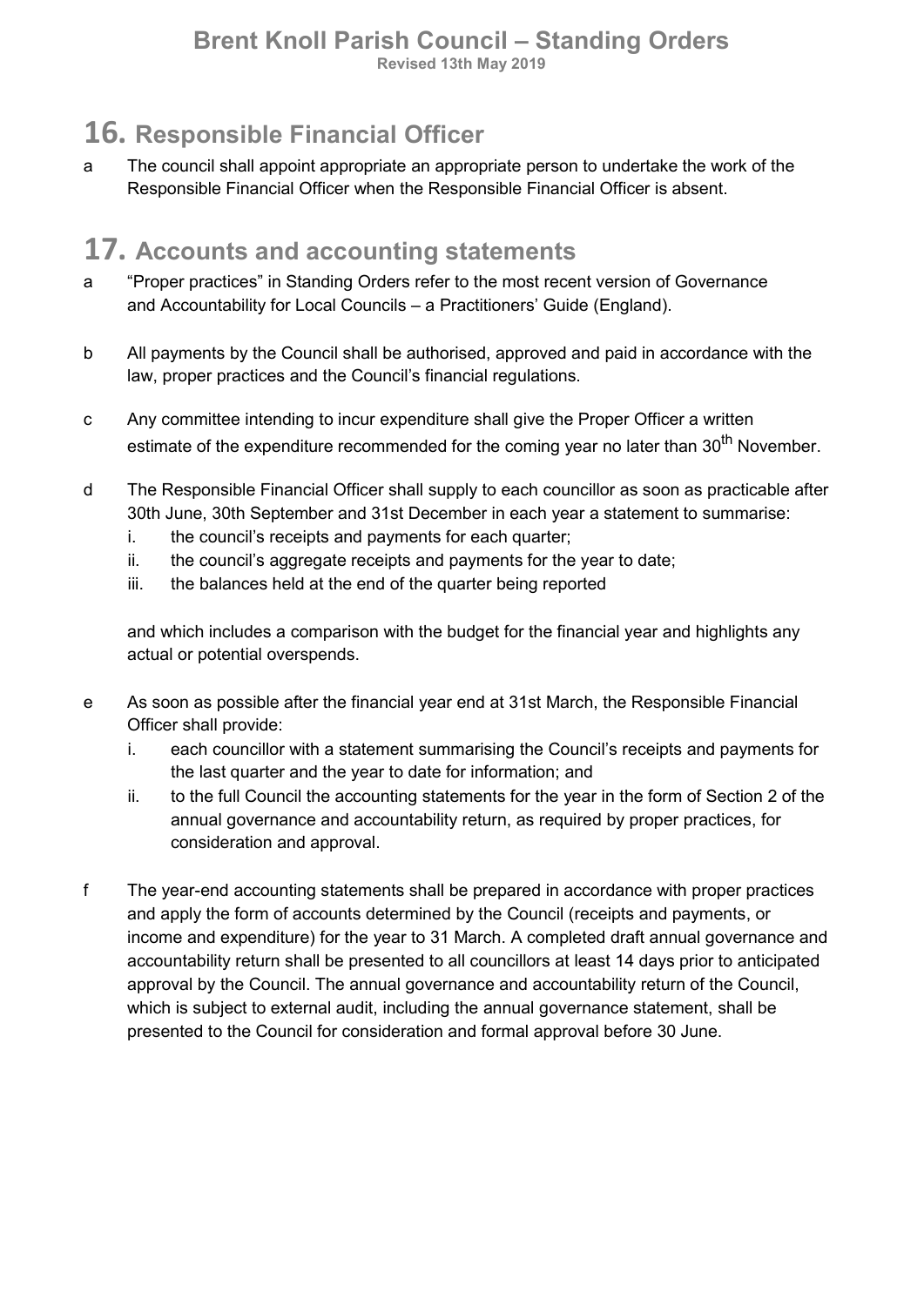## 16. Responsible Financial Officer

a The council shall appoint appropriate an appropriate person to undertake the work of the Responsible Financial Officer when the Responsible Financial Officer is absent.

## 17. Accounts and accounting statements

a "Proper practices" in Standing Orders refer to the most recent version of Governance and Accountability for Local Councils – a Practitioners' Guide (England).

b All payments by the Council shall be authorised, approved and paid in accordance with the law, proper practices and the Council's financial regulations.

c Any committee intending to incur expenditure shall give the Proper Officer a written estimate of the expenditure recommended for the coming year no later than 30th November.

d The Responsible Financial Officer shall supply to each councillor as soon as practicable after 30th June, 30th September and 31st December in each year a statement to summarise:

i. the council's receipts and payments for each quarter;
ii. the council's aggregate receipts and payments for the year to date;
iii. the balances held at the end of the quarter being reported

and which includes a comparison with the budget for the financial year and highlights any actual or potential overspends.

e As soon as possible after the financial year end at 31st March, the Responsible Financial Officer shall provide:

i. each councillor with a statement summarising the Council's receipts and payments for the last quarter and the year to date for information; and
ii. to the full Council the accounting statements for the year in the form of Section 2 of the annual governance and accountability return, as required by proper practices, for consideration and approval.

f The year-end accounting statements shall be prepared in accordance with proper practices and apply the form of accounts determined by the Council (receipts and payments, or income and expenditure) for the year to 31 March. A completed draft annual governance and accountability return shall be presented to all councillors at least 14 days prior to anticipated approval by the Council. The annual governance and accountability return of the Council, which is subject to external audit, including the annual governance statement, shall be presented to the Council for consideration and formal approval before 30 June.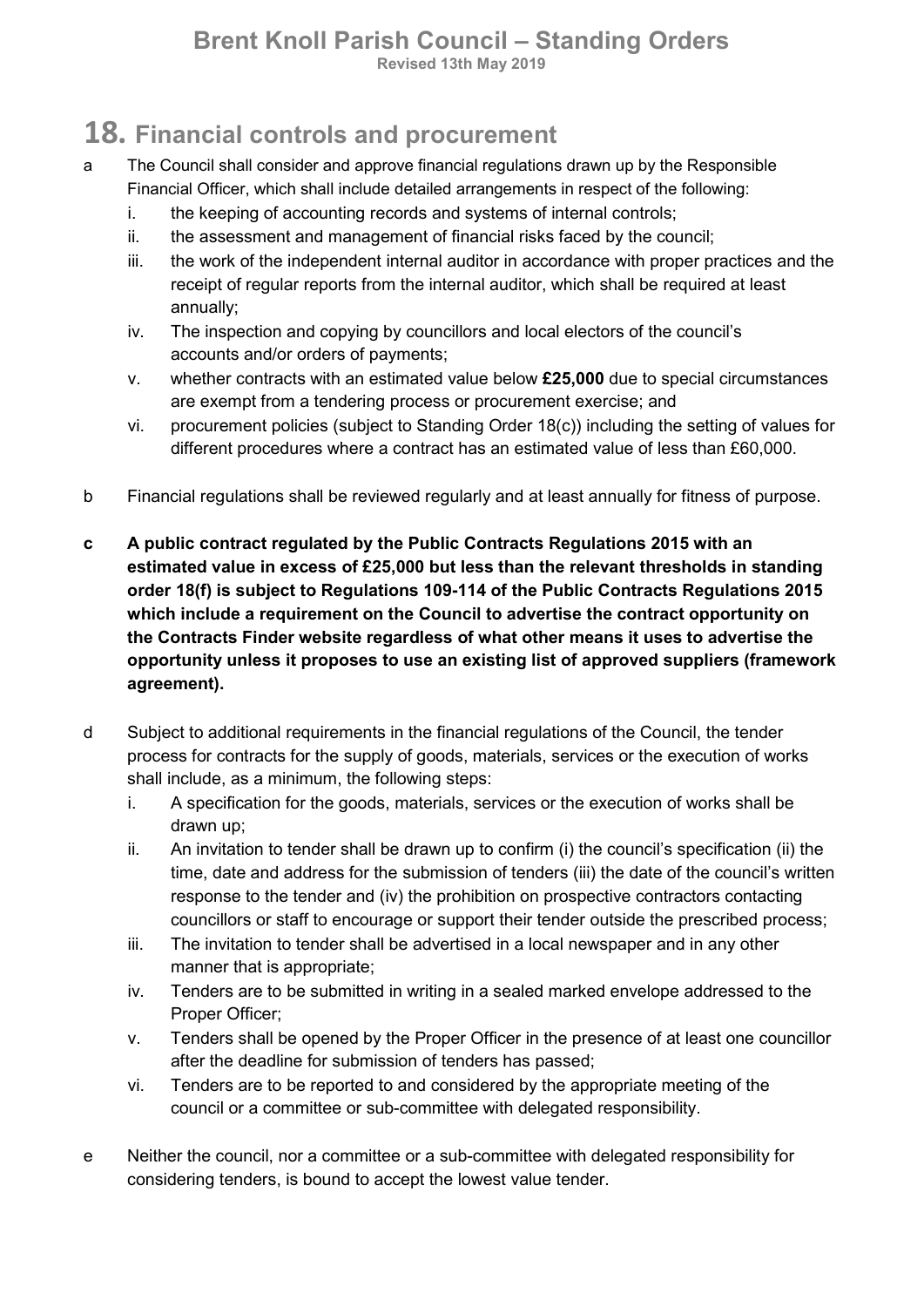# 18. Financial controls and procurement

a The Council shall consider and approve financial regulations drawn up by the Responsible Financial Officer, which shall include detailed arrangements in respect of the following:

   i. the keeping of accounting records and systems of internal controls;
   ii. the assessment and management of financial risks faced by the council;
   iii. the work of the independent internal auditor in accordance with proper practices and the receipt of regular reports from the internal auditor, which shall be required at least annually;
   iv. The inspection and copying by councillors and local electors of the council's accounts and/or orders of payments;
   v. whether contracts with an estimated value below **£25,000** due to special circumstances are exempt from a tendering process or procurement exercise; and
   vi. procurement policies (subject to Standing Order 18(c)) including the setting of values for different procedures where a contract has an estimated value of less than £60,000.

b Financial regulations shall be reviewed regularly and at least annually for fitness of purpose.

**c A public contract regulated by the Public Contracts Regulations 2015 with an estimated value in excess of £25,000 but less than the relevant thresholds in standing order 18(f) is subject to Regulations 109-114 of the Public Contracts Regulations 2015 which include a requirement on the Council to advertise the contract opportunity on the Contracts Finder website regardless of what other means it uses to advertise the opportunity unless it proposes to use an existing list of approved suppliers (framework agreement).**

d Subject to additional requirements in the financial regulations of the Council, the tender process for contracts for the supply of goods, materials, services or the execution of works shall include, as a minimum, the following steps:

   i. A specification for the goods, materials, services or the execution of works shall be drawn up;
   ii. An invitation to tender shall be drawn up to confirm (i) the council's specification (ii) the time, date and address for the submission of tenders (iii) the date of the council's written response to the tender and (iv) the prohibition on prospective contractors contacting councillors or staff to encourage or support their tender outside the prescribed process;
   iii. The invitation to tender shall be advertised in a local newspaper and in any other manner that is appropriate;
   iv. Tenders are to be submitted in writing in a sealed marked envelope addressed to the Proper Officer;
   v. Tenders shall be opened by the Proper Officer in the presence of at least one councillor after the deadline for submission of tenders has passed;
   vi. Tenders are to be reported to and considered by the appropriate meeting of the council or a committee or sub-committee with delegated responsibility.

e Neither the council, nor a committee or a sub-committee with delegated responsibility for considering tenders, is bound to accept the lowest value tender.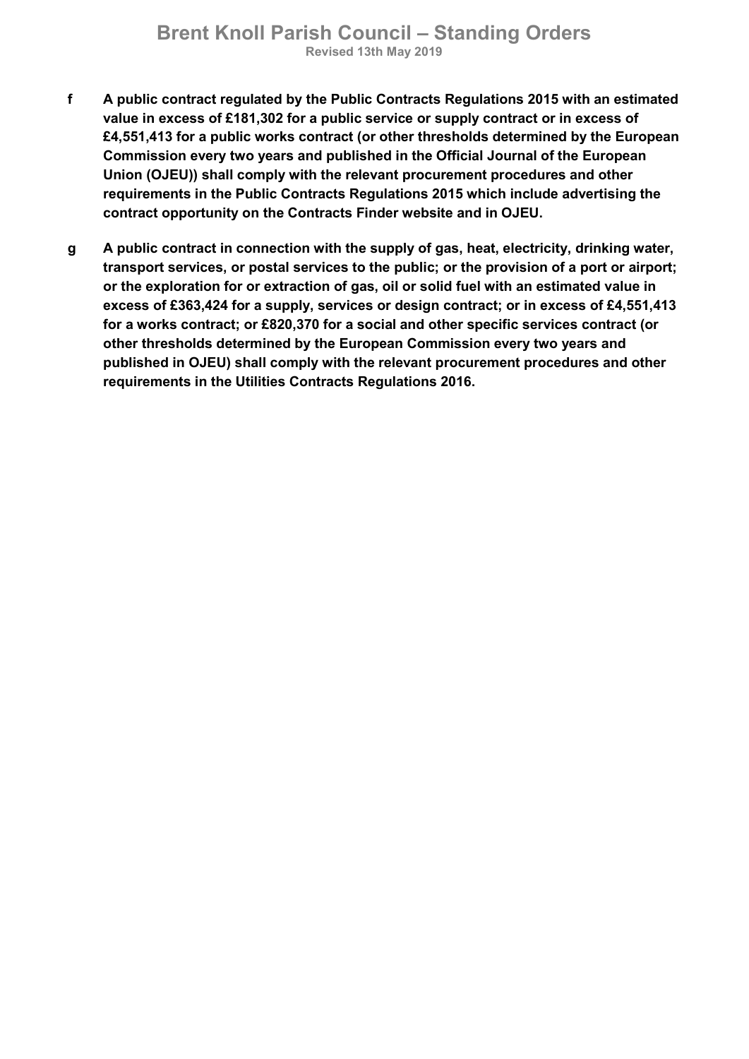**f** **A public contract regulated by the Public Contracts Regulations 2015 with an estimated value in excess of £181,302 for a public service or supply contract or in excess of £4,551,413 for a public works contract (or other thresholds determined by the European Commission every two years and published in the Official Journal of the European Union (OJEU)) shall comply with the relevant procurement procedures and other requirements in the Public Contracts Regulations 2015 which include advertising the contract opportunity on the Contracts Finder website and in OJEU.**

**g** **A public contract in connection with the supply of gas, heat, electricity, drinking water, transport services, or postal services to the public; or the provision of a port or airport; or the exploration for or extraction of gas, oil or solid fuel with an estimated value in excess of £363,424 for a supply, services or design contract; or in excess of £4,551,413 for a works contract; or £820,370 for a social and other specific services contract (or other thresholds determined by the European Commission every two years and published in OJEU) shall comply with the relevant procurement procedures and other requirements in the Utilities Contracts Regulations 2016.**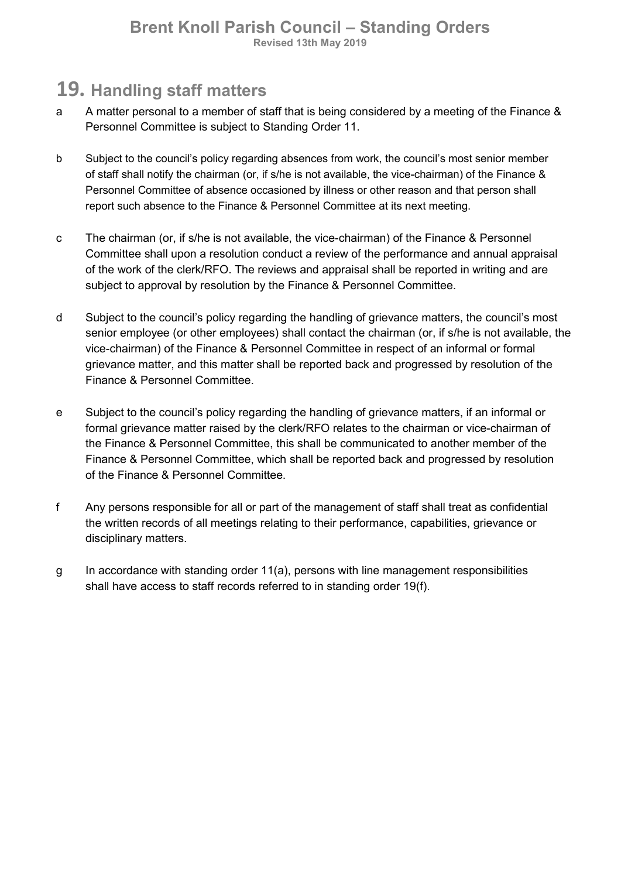# 19. Handling staff matters

a A matter personal to a member of staff that is being considered by a meeting of the Finance & Personnel Committee is subject to Standing Order 11.

b Subject to the council's policy regarding absences from work, the council's most senior member of staff shall notify the chairman (or, if s/he is not available, the vice-chairman) of the Finance & Personnel Committee of absence occasioned by illness or other reason and that person shall report such absence to the Finance & Personnel Committee at its next meeting.

c The chairman (or, if s/he is not available, the vice-chairman) of the Finance & Personnel Committee shall upon a resolution conduct a review of the performance and annual appraisal of the work of the clerk/RFO. The reviews and appraisal shall be reported in writing and are subject to approval by resolution by the Finance & Personnel Committee.

d Subject to the council's policy regarding the handling of grievance matters, the council's most senior employee (or other employees) shall contact the chairman (or, if s/he is not available, the vice-chairman) of the Finance & Personnel Committee in respect of an informal or formal grievance matter, and this matter shall be reported back and progressed by resolution of the Finance & Personnel Committee.

e Subject to the council's policy regarding the handling of grievance matters, if an informal or formal grievance matter raised by the clerk/RFO relates to the chairman or vice-chairman of the Finance & Personnel Committee, this shall be communicated to another member of the Finance & Personnel Committee, which shall be reported back and progressed by resolution of the Finance & Personnel Committee.

f Any persons responsible for all or part of the management of staff shall treat as confidential the written records of all meetings relating to their performance, capabilities, grievance or disciplinary matters.

g In accordance with standing order 11(a), persons with line management responsibilities shall have access to staff records referred to in standing order 19(f).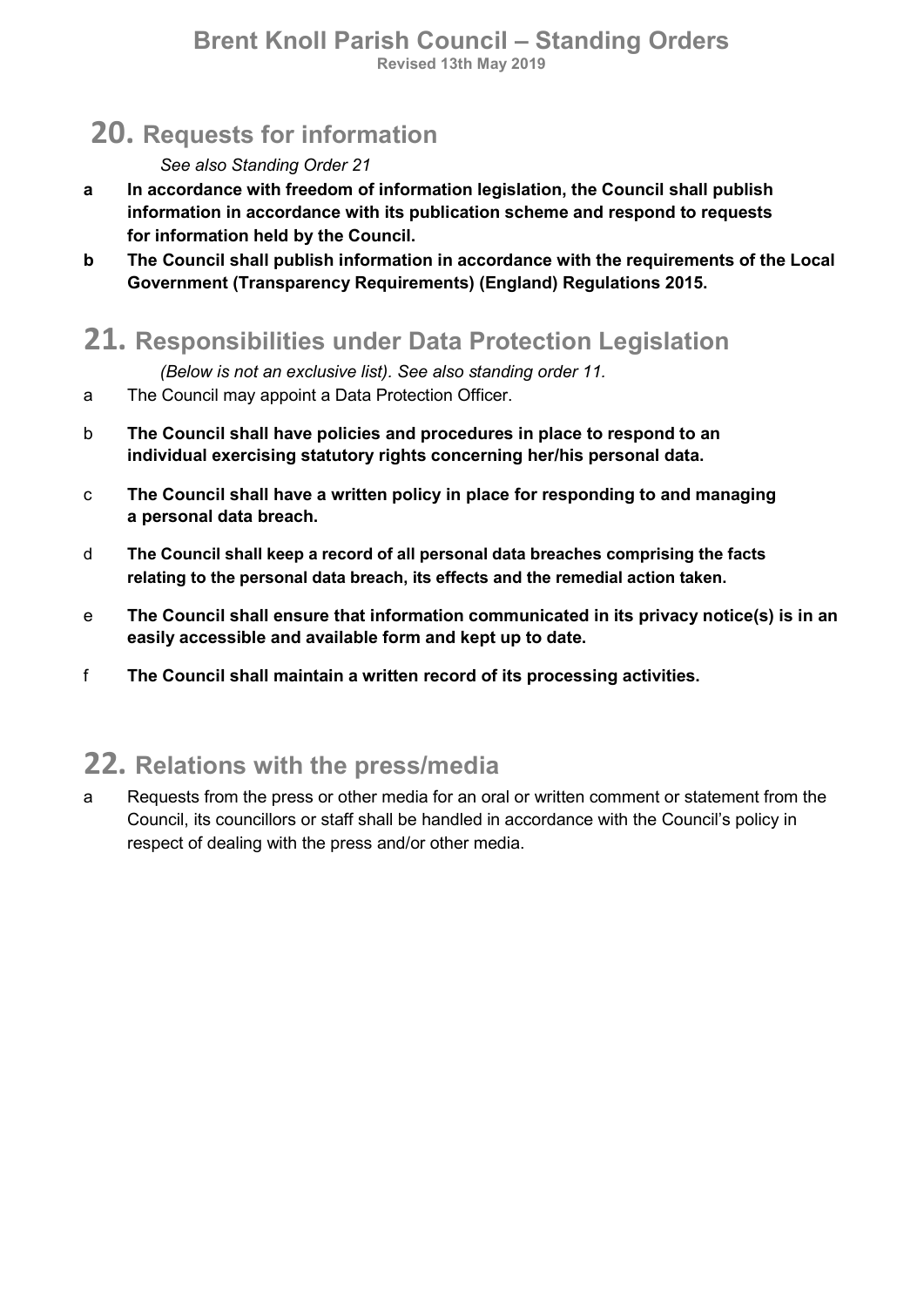## 20. Requests for information

*See also Standing Order 21*

**a** **In accordance with freedom of information legislation, the Council shall publish information in accordance with its publication scheme and respond to requests for information held by the Council.**

**b** **The Council shall publish information in accordance with the requirements of the Local Government (Transparency Requirements) (England) Regulations 2015.**

## 21. Responsibilities under Data Protection Legislation

*(Below is not an exclusive list). See also standing order 11.*

a The Council may appoint a Data Protection Officer.

b **The Council shall have policies and procedures in place to respond to an individual exercising statutory rights concerning her/his personal data.**

c **The Council shall have a written policy in place for responding to and managing a personal data breach.**

d **The Council shall keep a record of all personal data breaches comprising the facts relating to the personal data breach, its effects and the remedial action taken.**

e **The Council shall ensure that information communicated in its privacy notice(s) is in an easily accessible and available form and kept up to date.**

f **The Council shall maintain a written record of its processing activities.**

## 22. Relations with the press/media

a Requests from the press or other media for an oral or written comment or statement from the Council, its councillors or staff shall be handled in accordance with the Council's policy in respect of dealing with the press and/or other media.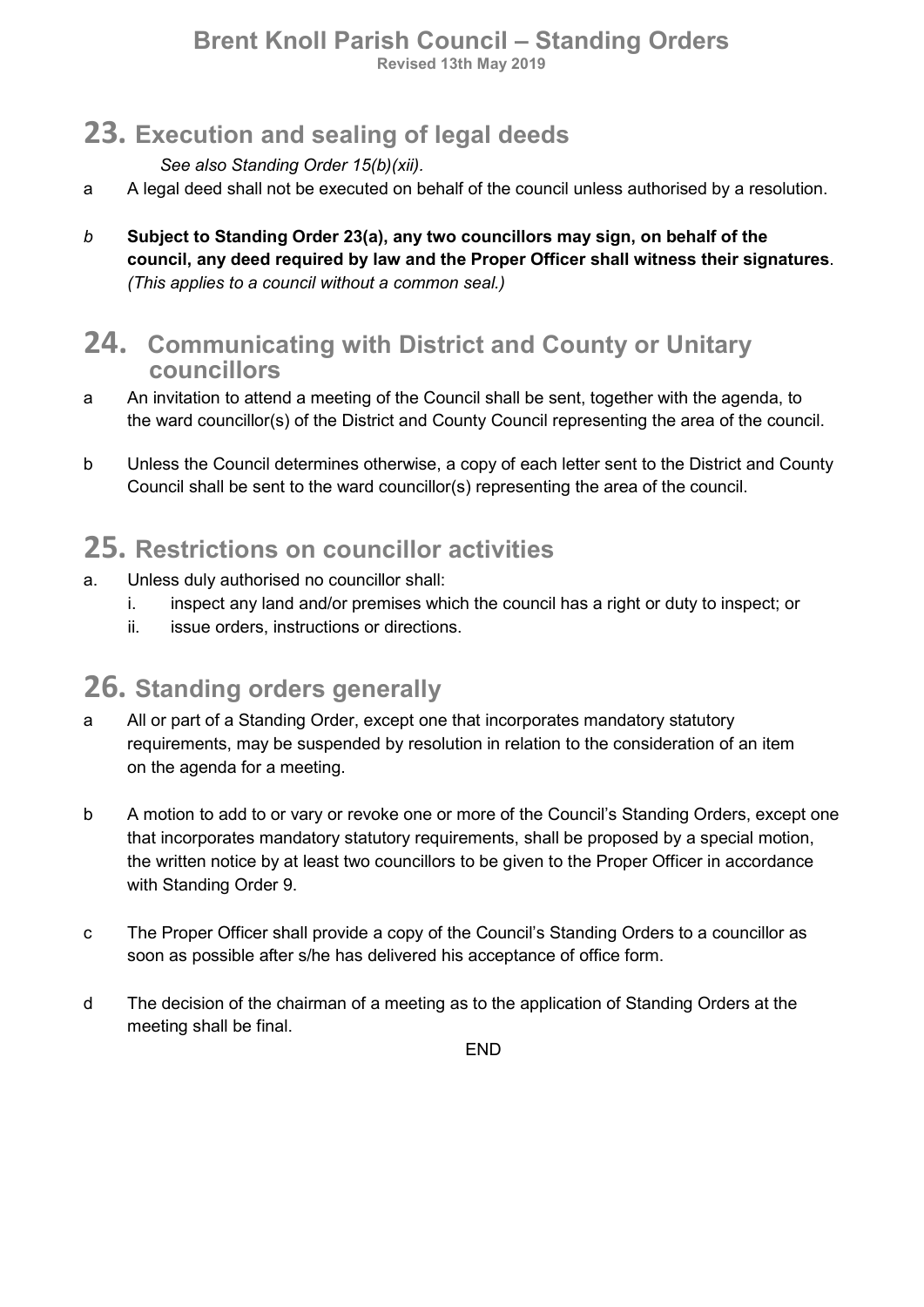## 23. Execution and sealing of legal deeds

*See also Standing Order 15(b)(xii).*

a A legal deed shall not be executed on behalf of the council unless authorised by a resolution.

*b* **Subject to Standing Order 23(a), any two councillors may sign, on behalf of the council, any deed required by law and the Proper Officer shall witness their signatures**. *(This applies to a council without a common seal.)*

## 24. Communicating with District and County or Unitary councillors

a An invitation to attend a meeting of the Council shall be sent, together with the agenda, to the ward councillor(s) of the District and County Council representing the area of the council.

b Unless the Council determines otherwise, a copy of each letter sent to the District and County Council shall be sent to the ward councillor(s) representing the area of the council.

## 25. Restrictions on councillor activities

a. Unless duly authorised no councillor shall:
   i. inspect any land and/or premises which the council has a right or duty to inspect; or
   ii. issue orders, instructions or directions.

## 26. Standing orders generally

a All or part of a Standing Order, except one that incorporates mandatory statutory requirements, may be suspended by resolution in relation to the consideration of an item on the agenda for a meeting.

b A motion to add to or vary or revoke one or more of the Council's Standing Orders, except one that incorporates mandatory statutory requirements, shall be proposed by a special motion, the written notice by at least two councillors to be given to the Proper Officer in accordance with Standing Order 9.

c The Proper Officer shall provide a copy of the Council's Standing Orders to a councillor as soon as possible after s/he has delivered his acceptance of office form.

d The decision of the chairman of a meeting as to the application of Standing Orders at the meeting shall be final.

END